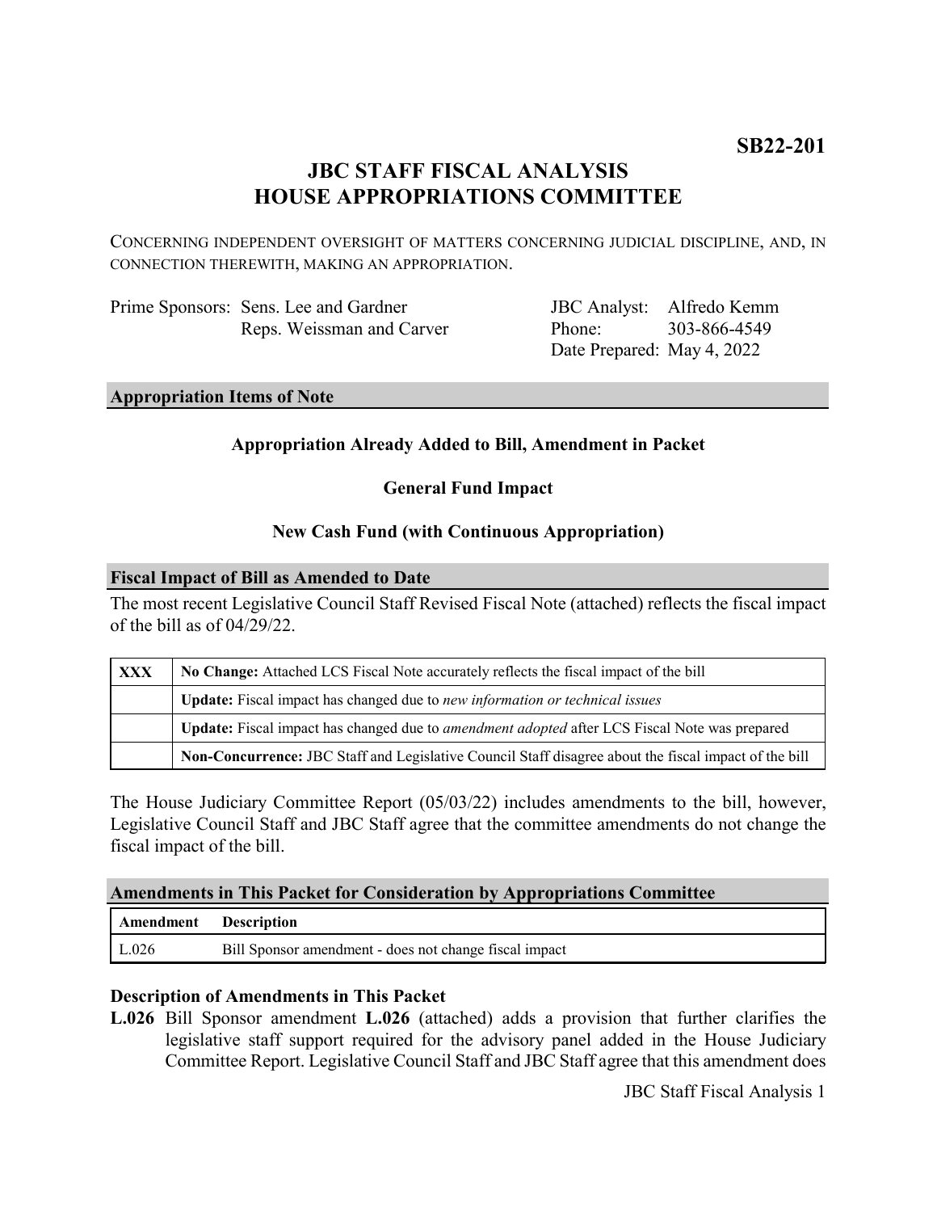**SB22-201**

# JBC STAFF FISCAL ANALYSIS
# HOUSE APPROPRIATIONS COMMITTEE

CONCERNING INDEPENDENT OVERSIGHT OF MATTERS CONCERNING JUDICIAL DISCIPLINE, AND, IN CONNECTION THEREWITH, MAKING AN APPROPRIATION.

| | | | |
|---|---|---|---|
| Prime Sponsors: | Sens. Lee and Gardner | JBC Analyst: | Alfredo Kemm |
| | Reps. Weissman and Carver | Phone: | 303-866-4549 |
| | | Date Prepared: | May 4, 2022 |

## Appropriation Items of Note

**Appropriation Already Added to Bill, Amendment in Packet**

**General Fund Impact**

**New Cash Fund (with Continuous Appropriation)**

## Fiscal Impact of Bill as Amended to Date

The most recent Legislative Council Staff Revised Fiscal Note (attached) reflects the fiscal impact of the bill as of 04/29/22.

| | |
|---|---|
| **XXX** | **No Change:** Attached LCS Fiscal Note accurately reflects the fiscal impact of the bill |
| | **Update:** Fiscal impact has changed due to *new information or technical issues* |
| | **Update:** Fiscal impact has changed due to *amendment adopted* after LCS Fiscal Note was prepared |
| | **Non-Concurrence:** JBC Staff and Legislative Council Staff disagree about the fiscal impact of the bill |

The House Judiciary Committee Report (05/03/22) includes amendments to the bill, however, Legislative Council Staff and JBC Staff agree that the committee amendments do not change the fiscal impact of the bill.

## Amendments in This Packet for Consideration by Appropriations Committee

| Amendment | Description |
|---|---|
| L.026 | Bill Sponsor amendment - does not change fiscal impact |

### Description of Amendments in This Packet

**L.026** Bill Sponsor amendment **L.026** (attached) adds a provision that further clarifies the legislative staff support required for the advisory panel added in the House Judiciary Committee Report. Legislative Council Staff and JBC Staff agree that this amendment does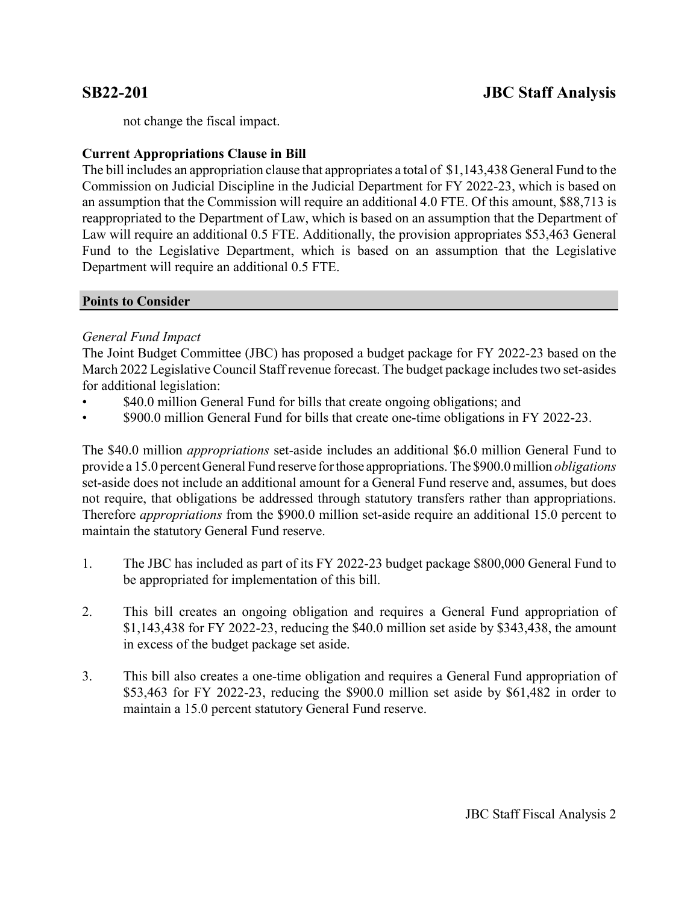not change the fiscal impact.

**Current Appropriations Clause in Bill**

The bill includes an appropriation clause that appropriates a total of $1,143,438 General Fund to the Commission on Judicial Discipline in the Judicial Department for FY 2022-23, which is based on an assumption that the Commission will require an additional 4.0 FTE. Of this amount, $88,713 is reappropriated to the Department of Law, which is based on an assumption that the Department of Law will require an additional 0.5 FTE. Additionally, the provision appropriates $53,463 General Fund to the Legislative Department, which is based on an assumption that the Legislative Department will require an additional 0.5 FTE.

## Points to Consider

*General Fund Impact*

The Joint Budget Committee (JBC) has proposed a budget package for FY 2022-23 based on the March 2022 Legislative Council Staff revenue forecast. The budget package includes two set-asides for additional legislation:

- $40.0 million General Fund for bills that create ongoing obligations; and
- $900.0 million General Fund for bills that create one-time obligations in FY 2022-23.

The $40.0 million *appropriations* set-aside includes an additional $6.0 million General Fund to provide a 15.0 percent General Fund reserve for those appropriations. The $900.0 million *obligations* set-aside does not include an additional amount for a General Fund reserve and, assumes, but does not require, that obligations be addressed through statutory transfers rather than appropriations. Therefore *appropriations* from the $900.0 million set-aside require an additional 15.0 percent to maintain the statutory General Fund reserve.

1. The JBC has included as part of its FY 2022-23 budget package $800,000 General Fund to be appropriated for implementation of this bill.

2. This bill creates an ongoing obligation and requires a General Fund appropriation of $1,143,438 for FY 2022-23, reducing the $40.0 million set aside by $343,438, the amount in excess of the budget package set aside.

3. This bill also creates a one-time obligation and requires a General Fund appropriation of $53,463 for FY 2022-23, reducing the $900.0 million set aside by $61,482 in order to maintain a 15.0 percent statutory General Fund reserve.